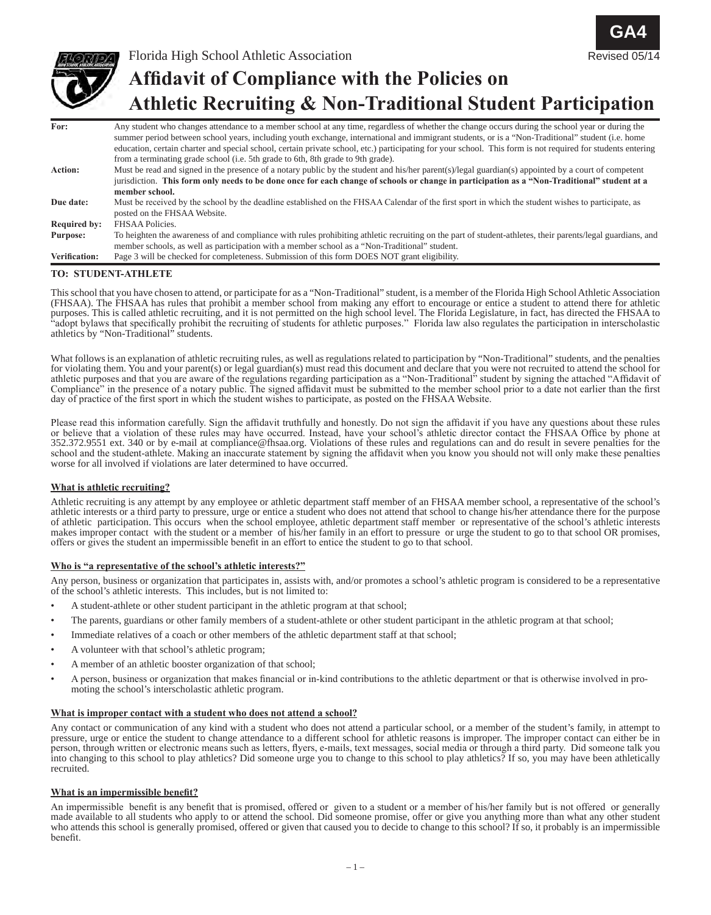GA4

Florida High School Athletic Association

Revised 05/14

# Affidavit of Compliance with the Policies on Athletic Recruiting & Non-Traditional Student Participation

| | |
|---|---|
| **For:** | Any student who changes attendance to a member school at any time, regardless of whether the change occurs during the school year or during the summer period between school years, including youth exchange, international and immigrant students, or is a "Non-Traditional" student (i.e. home education, certain charter and special school, certain private school, etc.) participating for your school. This form is not required for students entering from a terminating grade school (i.e. 5th grade to 6th, 8th grade to 9th grade). |
| **Action:** | Must be read and signed in the presence of a notary public by the student and his/her parent(s)/legal guardian(s) appointed by a court of competent jurisdiction. **This form only needs to be done once for each change of schools or change in participation as a "Non-Traditional" student at a member school.** |
| **Due date:** | Must be received by the school by the deadline established on the FHSAA Calendar of the first sport in which the student wishes to participate, as posted on the FHSAA Website. |
| **Required by:** | FHSAA Policies. |
| **Purpose:** | To heighten the awareness of and compliance with rules prohibiting athletic recruiting on the part of student-athletes, their parents/legal guardians, and member schools, as well as participation with a member school as a "Non-Traditional" student. |
| **Verification:** | Page 3 will be checked for completeness. Submission of this form DOES NOT grant eligibility. |

**TO: STUDENT-ATHLETE**

This school that you have chosen to attend, or participate for as a "Non-Traditional" student, is a member of the Florida High School Athletic Association (FHSAA). The FHSAA has rules that prohibit a member school from making any effort to encourage or entice a student to attend there for athletic purposes. This is called athletic recruiting, and it is not permitted on the high school level. The Florida Legislature, in fact, has directed the FHSAA to "adopt bylaws that specifically prohibit the recruiting of students for athletic purposes." Florida law also regulates the participation in interscholastic athletics by "Non-Traditional" students.

What follows is an explanation of athletic recruiting rules, as well as regulations related to participation by "Non-Traditional" students, and the penalties for violating them. You and your parent(s) or legal guardian(s) must read this document and declare that you were not recruited to attend the school for athletic purposes and that you are aware of the regulations regarding participation as a "Non-Traditional" student by signing the attached "Affidavit of Compliance" in the presence of a notary public. The signed affidavit must be submitted to the member school prior to a date not earlier than the first day of practice of the first sport in which the student wishes to participate, as posted on the FHSAA Website.

Please read this information carefully. Sign the affidavit truthfully and honestly. Do not sign the affidavit if you have any questions about these rules or believe that a violation of these rules may have occurred. Instead, have your school's athletic director contact the FHSAA Office by phone at 352.372.9551 ext. 340 or by e-mail at compliance@fhsaa.org. Violations of these rules and regulations can and do result in severe penalties for the school and the student-athlete. Making an inaccurate statement by signing the affidavit when you know you should not will only make these penalties worse for all involved if violations are later determined to have occurred.

### What is athletic recruiting?

Athletic recruiting is any attempt by any employee or athletic department staff member of an FHSAA member school, a representative of the school's athletic interests or a third party to pressure, urge or entice a student who does not attend that school to change his/her attendance there for the purpose of athletic participation. This occurs when the school employee, athletic department staff member or representative of the school's athletic interests makes improper contact with the student or a member of his/her family in an effort to pressure or urge the student to go to that school OR promises, offers or gives the student an impermissible benefit in an effort to entice the student to go to that school.

### Who is "a representative of the school's athletic interests?"

Any person, business or organization that participates in, assists with, and/or promotes a school's athletic program is considered to be a representative of the school's athletic interests. This includes, but is not limited to:

- A student-athlete or other student participant in the athletic program at that school;
- The parents, guardians or other family members of a student-athlete or other student participant in the athletic program at that school;
- Immediate relatives of a coach or other members of the athletic department staff at that school;
- A volunteer with that school's athletic program;
- A member of an athletic booster organization of that school;
- A person, business or organization that makes financial or in-kind contributions to the athletic department or that is otherwise involved in promoting the school's interscholastic athletic program.

### What is improper contact with a student who does not attend a school?

Any contact or communication of any kind with a student who does not attend a particular school, or a member of the student's family, in attempt to pressure, urge or entice the student to change attendance to a different school for athletic reasons is improper. The improper contact can either be in person, through written or electronic means such as letters, flyers, e-mails, text messages, social media or through a third party. Did someone talk you into changing to this school to play athletics? Did someone urge you to change to this school to play athletics? If so, you may have been athletically recruited.

### What is an impermissible benefit?

An impermissible benefit is any benefit that is promised, offered or given to a student or a member of his/her family but is not offered or generally made available to all students who apply to or attend the school. Did someone promise, offer or give you anything more than what any other student who attends this school is generally promised, offered or given that caused you to decide to change to this school? If so, it probably is an impermissible benefit.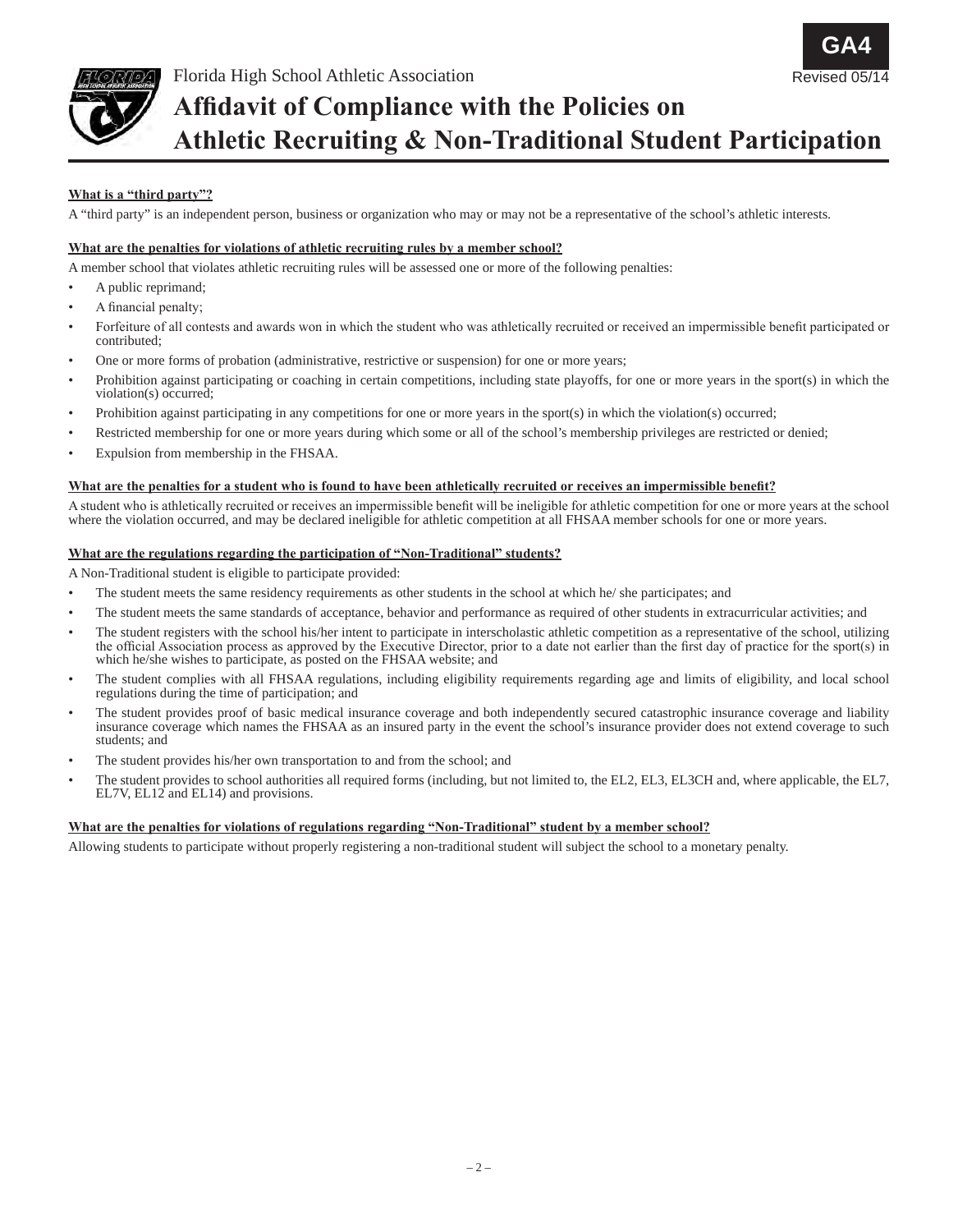GA4

Florida High School Athletic Association

Revised 05/14

# Affidavit of Compliance with the Policies on Athletic Recruiting & Non-Traditional Student Participation

**What is a "third party"?**

A "third party" is an independent person, business or organization who may or may not be a representative of the school's athletic interests.

**What are the penalties for violations of athletic recruiting rules by a member school?**

A member school that violates athletic recruiting rules will be assessed one or more of the following penalties:

- A public reprimand;
- A financial penalty;
- Forfeiture of all contests and awards won in which the student who was athletically recruited or received an impermissible benefit participated or contributed;
- One or more forms of probation (administrative, restrictive or suspension) for one or more years;
- Prohibition against participating or coaching in certain competitions, including state playoffs, for one or more years in the sport(s) in which the violation(s) occurred;
- Prohibition against participating in any competitions for one or more years in the sport(s) in which the violation(s) occurred;
- Restricted membership for one or more years during which some or all of the school's membership privileges are restricted or denied;
- Expulsion from membership in the FHSAA.

**What are the penalties for a student who is found to have been athletically recruited or receives an impermissible benefit?**

A student who is athletically recruited or receives an impermissible benefit will be ineligible for athletic competition for one or more years at the school where the violation occurred, and may be declared ineligible for athletic competition at all FHSAA member schools for one or more years.

**What are the regulations regarding the participation of "Non-Traditional" students?**

A Non-Traditional student is eligible to participate provided:

- The student meets the same residency requirements as other students in the school at which he/ she participates; and
- The student meets the same standards of acceptance, behavior and performance as required of other students in extracurricular activities; and
- The student registers with the school his/her intent to participate in interscholastic athletic competition as a representative of the school, utilizing the official Association process as approved by the Executive Director, prior to a date not earlier than the first day of practice for the sport(s) in which he/she wishes to participate, as posted on the FHSAA website; and
- The student complies with all FHSAA regulations, including eligibility requirements regarding age and limits of eligibility, and local school regulations during the time of participation; and
- The student provides proof of basic medical insurance coverage and both independently secured catastrophic insurance coverage and liability insurance coverage which names the FHSAA as an insured party in the event the school's insurance provider does not extend coverage to such students; and
- The student provides his/her own transportation to and from the school; and
- The student provides to school authorities all required forms (including, but not limited to, the EL2, EL3, EL3CH and, where applicable, the EL7, EL7V, EL12 and EL14) and provisions.

**What are the penalties for violations of regulations regarding "Non-Traditional" student by a member school?**

Allowing students to participate without properly registering a non-traditional student will subject the school to a monetary penalty.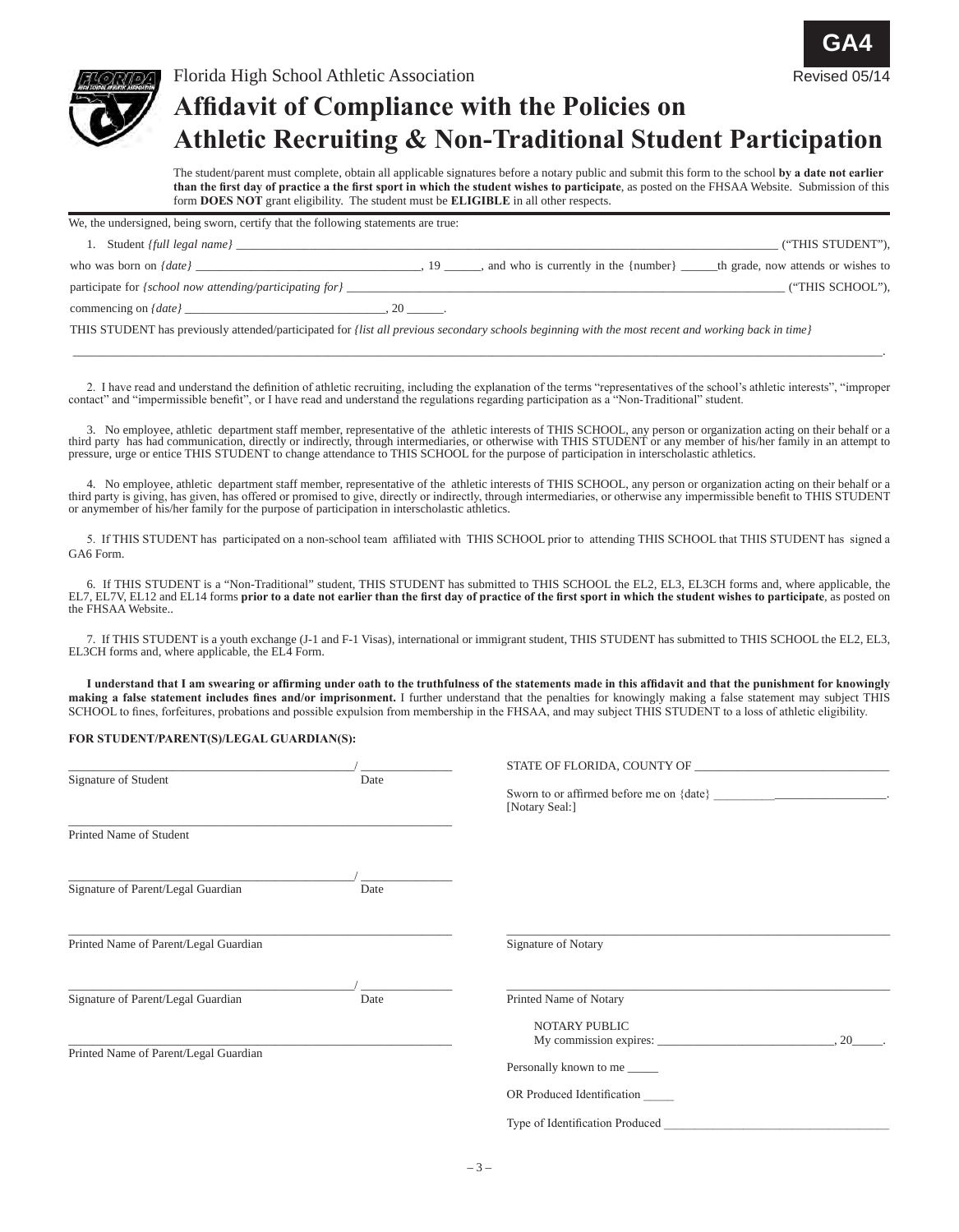GA4

Florida High School Athletic Association

Revised 05/14

# Affidavit of Compliance with the Policies on Athletic Recruiting & Non-Traditional Student Participation

The student/parent must complete, obtain all applicable signatures before a notary public and submit this form to the school **by a date not earlier than the first day of practice a the first sport in which the student wishes to participate**, as posted on the FHSAA Website. Submission of this form **DOES NOT** grant eligibility. The student must be **ELIGIBLE** in all other respects.

We, the undersigned, being sworn, certify that the following statements are true:

1. Student *{full legal name}* ______________________________ ("THIS STUDENT"), who was born on *{date}* ____________________, 19 ______, and who is currently in the {number} ______th grade, now attends or wishes to participate for *{school now attending/participating for}* ______________________________ ("THIS SCHOOL"), commencing on *{date}* ____________________, 20 ______.

THIS STUDENT has previously attended/participated for *{list all previous secondary schools beginning with the most recent and working back in time}*

______________________________________________________________________.

2. I have read and understand the definition of athletic recruiting, including the explanation of the terms "representatives of the school's athletic interests", "improper contact" and "impermissible benefit", or I have read and understand the regulations regarding participation as a "Non-Traditional" student.

3. No employee, athletic department staff member, representative of the athletic interests of THIS SCHOOL, any person or organization acting on their behalf or a third party has had communication, directly or indirectly, through intermediaries, or otherwise with THIS STUDENT or any member of his/her family in an attempt to pressure, urge or entice THIS STUDENT to change attendance to THIS SCHOOL for the purpose of participation in interscholastic athletics.

4. No employee, athletic department staff member, representative of the athletic interests of THIS SCHOOL, any person or organization acting on their behalf or a third party is giving, has given, has offered or promised to give, directly or indirectly, through intermediaries, or otherwise any impermissible benefit to THIS STUDENT or anymember of his/her family for the purpose of participation in interscholastic athletics.

5. If THIS STUDENT has participated on a non-school team affiliated with THIS SCHOOL prior to attending THIS SCHOOL that THIS STUDENT has signed a GA6 Form.

6. If THIS STUDENT is a "Non-Traditional" student, THIS STUDENT has submitted to THIS SCHOOL the EL2, EL3, EL3CH forms and, where applicable, the EL7, EL7V, EL12 and EL14 forms **prior to a date not earlier than the first day of practice of the first sport in which the student wishes to participate**, as posted on the FHSAA Website..

7. If THIS STUDENT is a youth exchange (J-1 and F-1 Visas), international or immigrant student, THIS STUDENT has submitted to THIS SCHOOL the EL2, EL3, EL3CH forms and, where applicable, the EL4 Form.

**I understand that I am swearing or affirming under oath to the truthfulness of the statements made in this affidavit and that the punishment for knowingly making a false statement includes fines and/or imprisonment.** I further understand that the penalties for knowingly making a false statement may subject THIS SCHOOL to fines, forfeitures, probations and possible expulsion from membership in the FHSAA, and may subject THIS STUDENT to a loss of athletic eligibility.

**FOR STUDENT/PARENT(S)/LEGAL GUARDIAN(S):**

______________________________ / ______________
Signature of Student Date

______________________________
Printed Name of Student

______________________________ / ______________
Signature of Parent/Legal Guardian Date

______________________________
Printed Name of Parent/Legal Guardian

______________________________ / ______________
Signature of Parent/Legal Guardian Date

______________________________
Printed Name of Parent/Legal Guardian

STATE OF FLORIDA, COUNTY OF ______________________________

Sworn to or affirmed before me on {date} ______________________.
[Notary Seal:]

______________________________
Signature of Notary

______________________________
Printed Name of Notary

NOTARY PUBLIC
My commission expires: ____________________, 20_____.

Personally known to me _____

OR Produced Identification _____

Type of Identification Produced ______________________________